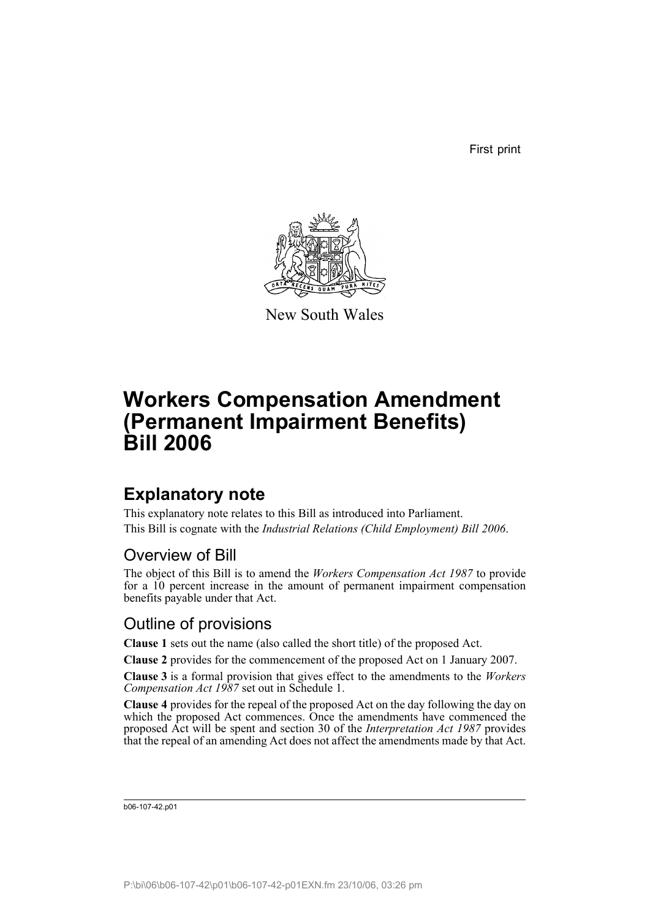First print

New South Wales

# Workers Compensation Amendment (Permanent Impairment Benefits) Bill 2006

## Explanatory note

This explanatory note relates to this Bill as introduced into Parliament.

This Bill is cognate with the *Industrial Relations (Child Employment) Bill 2006*.

### Overview of Bill

The object of this Bill is to amend the *Workers Compensation Act 1987* to provide for a 10 percent increase in the amount of permanent impairment compensation benefits payable under that Act.

### Outline of provisions

**Clause 1** sets out the name (also called the short title) of the proposed Act.

**Clause 2** provides for the commencement of the proposed Act on 1 January 2007.

**Clause 3** is a formal provision that gives effect to the amendments to the *Workers Compensation Act 1987* set out in Schedule 1.

**Clause 4** provides for the repeal of the proposed Act on the day following the day on which the proposed Act commences. Once the amendments have commenced the proposed Act will be spent and section 30 of the *Interpretation Act 1987* provides that the repeal of an amending Act does not affect the amendments made by that Act.

b06-107-42.p01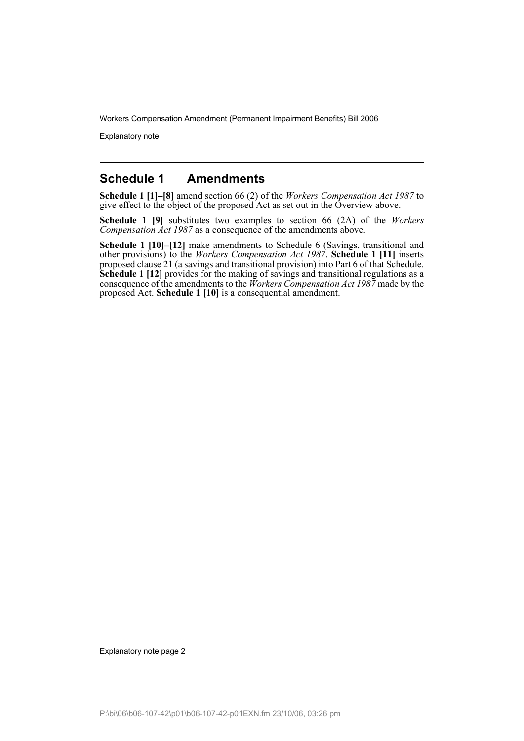## Schedule 1 Amendments

**Schedule 1 [1]–[8]** amend section 66 (2) of the *Workers Compensation Act 1987* to give effect to the object of the proposed Act as set out in the Overview above.

**Schedule 1 [9]** substitutes two examples to section 66 (2A) of the *Workers Compensation Act 1987* as a consequence of the amendments above.

**Schedule 1 [10]–[12]** make amendments to Schedule 6 (Savings, transitional and other provisions) to the *Workers Compensation Act 1987*. **Schedule 1 [11]** inserts proposed clause 21 (a savings and transitional provision) into Part 6 of that Schedule. **Schedule 1 [12]** provides for the making of savings and transitional regulations as a consequence of the amendments to the *Workers Compensation Act 1987* made by the proposed Act. **Schedule 1 [10]** is a consequential amendment.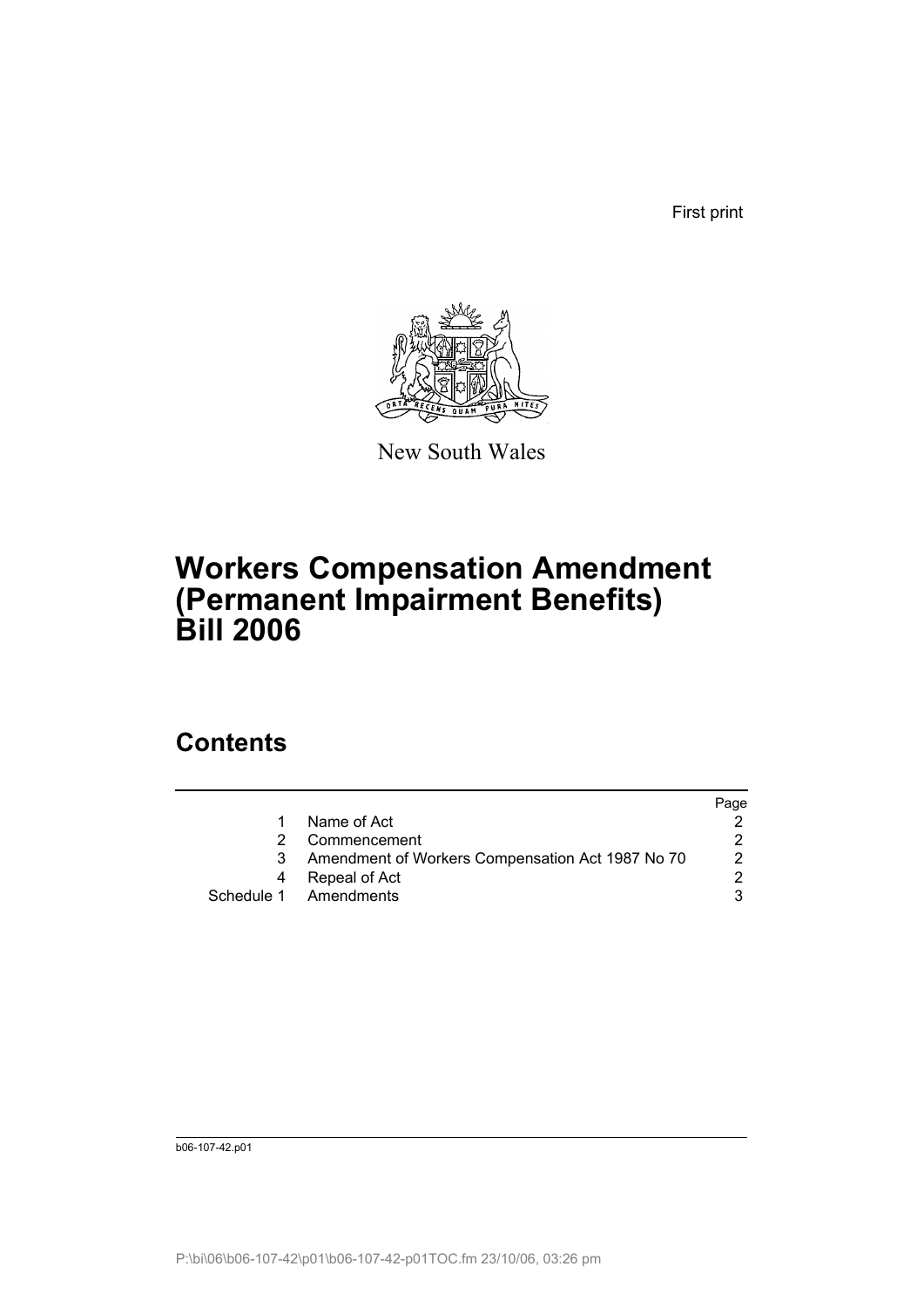First print

New South Wales

# Workers Compensation Amendment (Permanent Impairment Benefits) Bill 2006

## Contents

| | | Page |
|---|---|---|
| 1 | Name of Act | 2 |
| 2 | Commencement | 2 |
| 3 | Amendment of Workers Compensation Act 1987 No 70 | 2 |
| 4 | Repeal of Act | 2 |
| Schedule 1 | Amendments | 3 |

b06-107-42.p01

P:\bi\06\b06-107-42\p01\b06-107-42-p01TOC.fm 23/10/06, 03:26 pm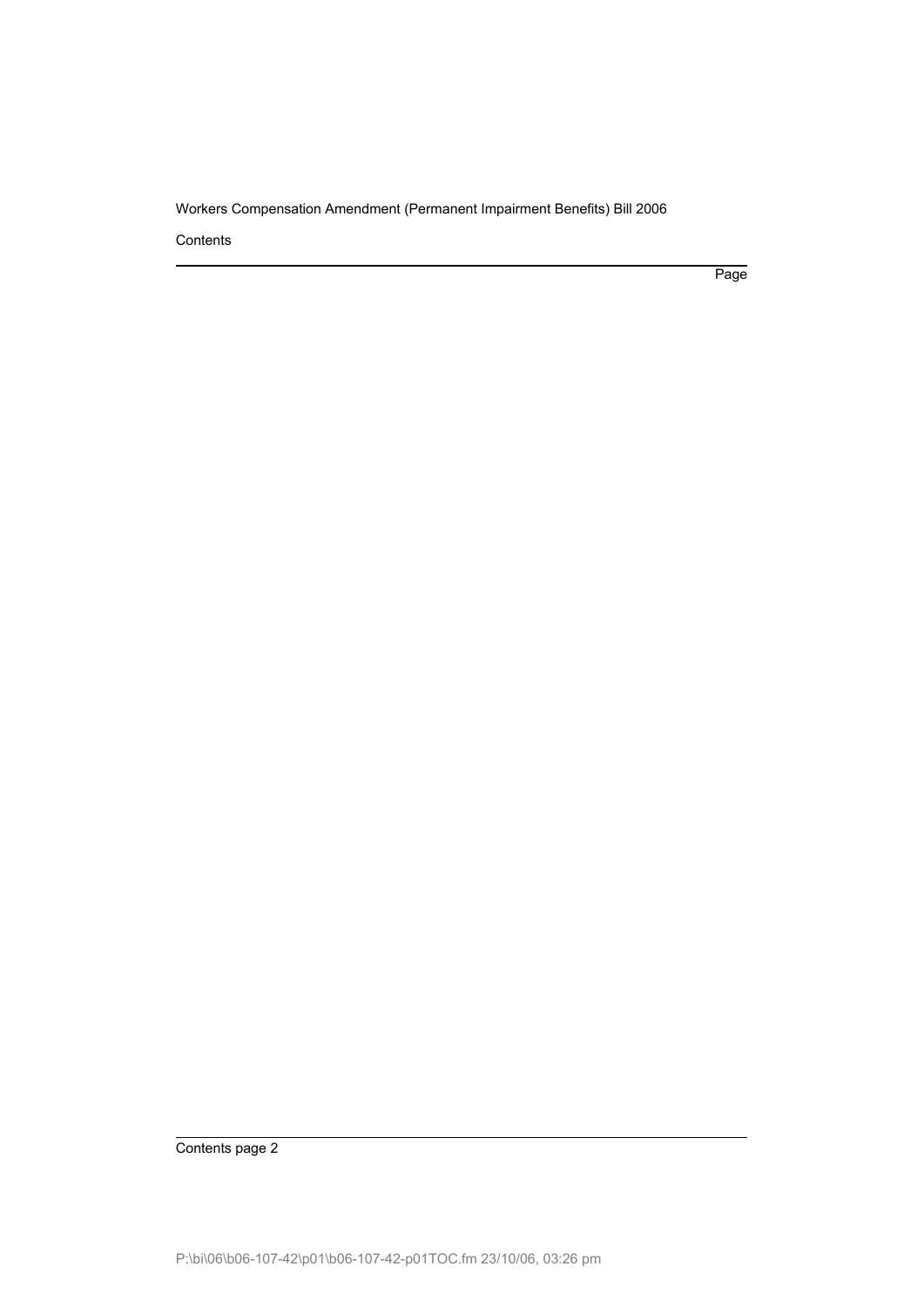Contents

Page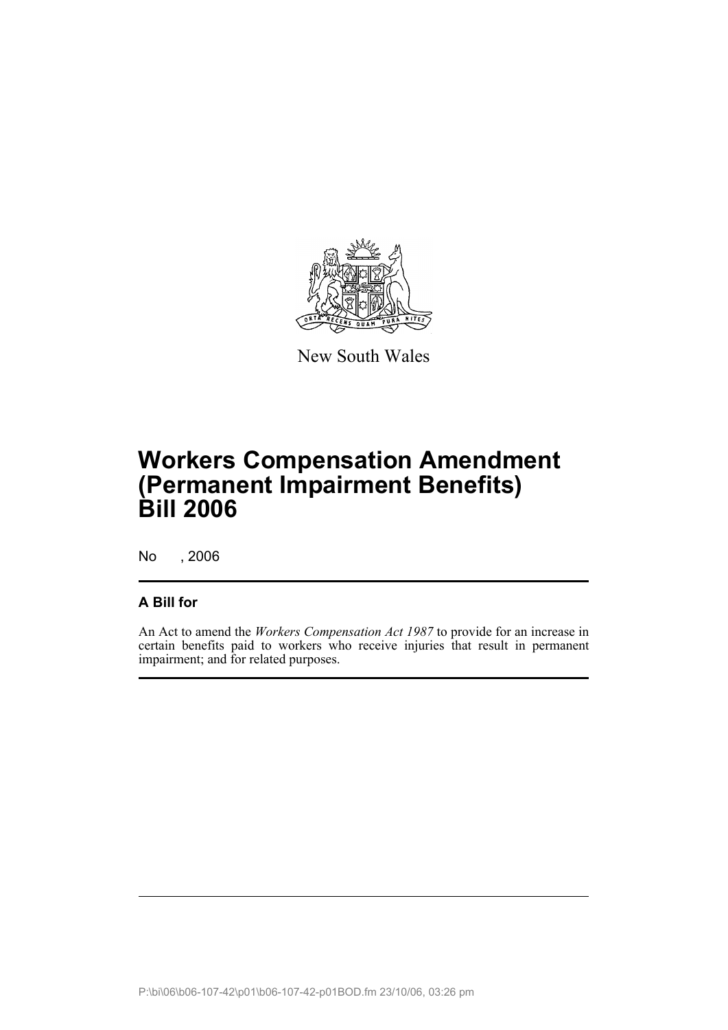New South Wales

# Workers Compensation Amendment (Permanent Impairment Benefits) Bill 2006

No , 2006

## A Bill for

An Act to amend the *Workers Compensation Act 1987* to provide for an increase in certain benefits paid to workers who receive injuries that result in permanent impairment; and for related purposes.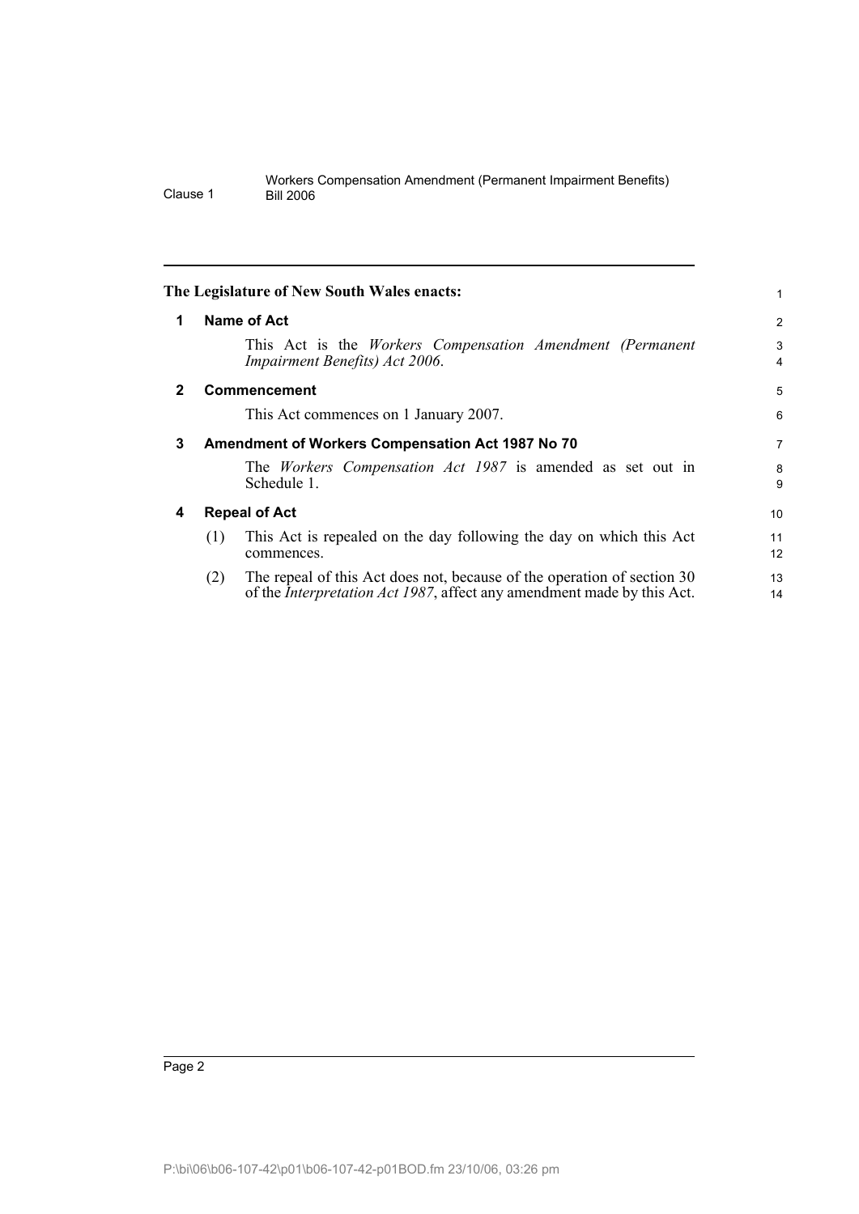**The Legislature of New South Wales enacts:**

## 1 Name of Act

This Act is the *Workers Compensation Amendment (Permanent Impairment Benefits) Act 2006*.

## 2 Commencement

This Act commences on 1 January 2007.

## 3 Amendment of Workers Compensation Act 1987 No 70

The *Workers Compensation Act 1987* is amended as set out in Schedule 1.

## 4 Repeal of Act

(1) This Act is repealed on the day following the day on which this Act commences.

(2) The repeal of this Act does not, because of the operation of section 30 of the *Interpretation Act 1987*, affect any amendment made by this Act.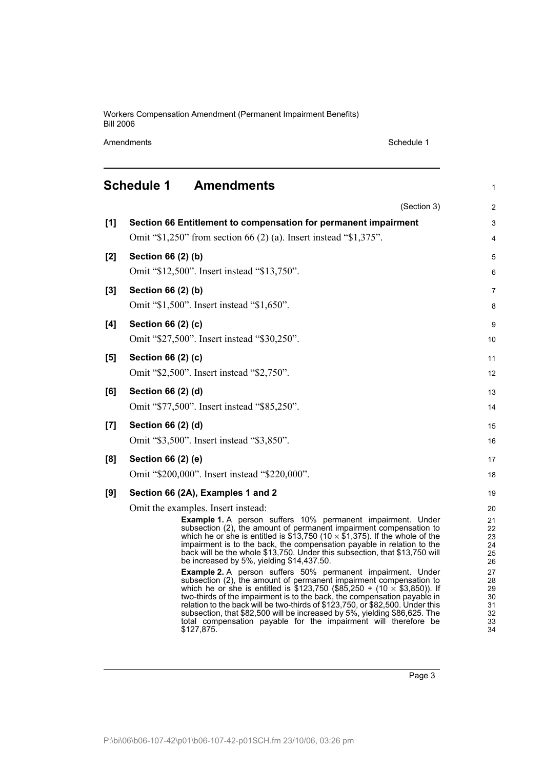## Schedule 1 Amendments

(Section 3)

**[1] Section 66 Entitlement to compensation for permanent impairment**

Omit "$1,250" from section 66 (2) (a). Insert instead "$1,375".

**[2] Section 66 (2) (b)**

Omit "$12,500". Insert instead "$13,750".

**[3] Section 66 (2) (b)**

Omit "$1,500". Insert instead "$1,650".

**[4] Section 66 (2) (c)**

Omit "$27,500". Insert instead "$30,250".

**[5] Section 66 (2) (c)**

Omit "$2,500". Insert instead "$2,750".

**[6] Section 66 (2) (d)**

Omit "$77,500". Insert instead "$85,250".

**[7] Section 66 (2) (d)**

Omit "$3,500". Insert instead "$3,850".

**[8] Section 66 (2) (e)**

Omit "$200,000". Insert instead "$220,000".

**[9] Section 66 (2A), Examples 1 and 2**

Omit the examples. Insert instead:

**Example 1.** A person suffers 10% permanent impairment. Under subsection (2), the amount of permanent impairment compensation to which he or she is entitled is $13,750 (10 × $1,375). If the whole of the impairment is to the back, the compensation payable in relation to the back will be the whole $13,750. Under this subsection, that $13,750 will be increased by 5%, yielding $14,437.50.

**Example 2.** A person suffers 50% permanent impairment. Under subsection (2), the amount of permanent impairment compensation to which he or she is entitled is $123,750 ($85,250 + (10 × $3,850)). If two-thirds of the impairment is to the back, the compensation payable in relation to the back will be two-thirds of $123,750, or $82,500. Under this subsection, that $82,500 will be increased by 5%, yielding $86,625. The total compensation payable for the impairment will therefore be $127,875.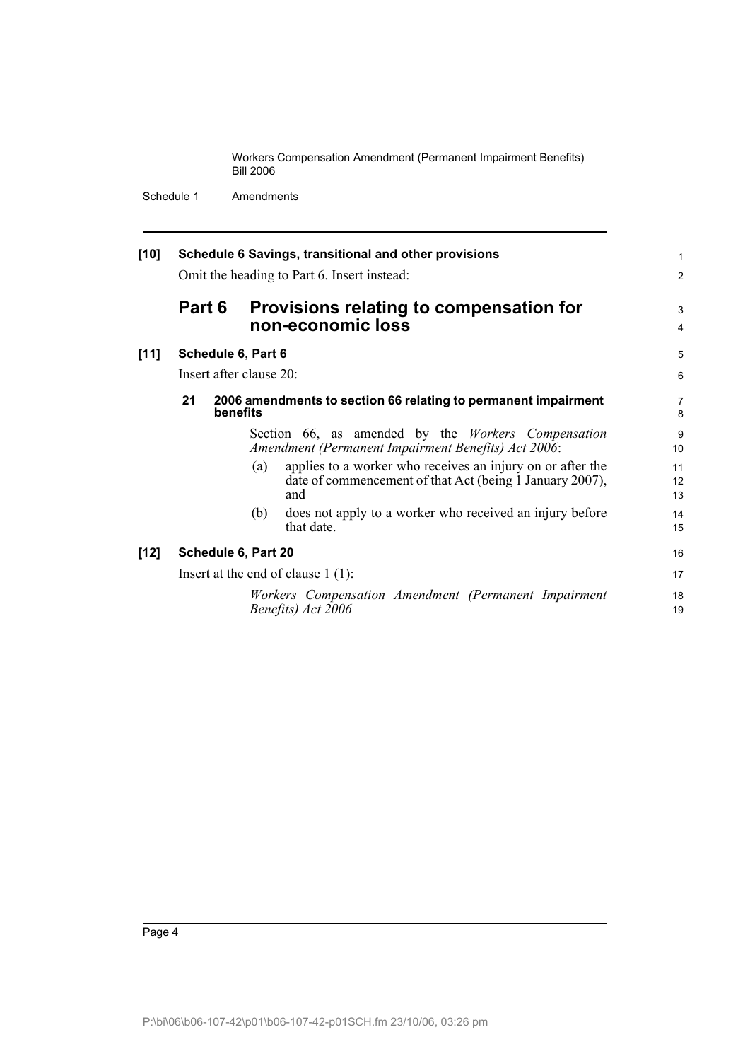**[10] Schedule 6 Savings, transitional and other provisions**

Omit the heading to Part 6. Insert instead:

## Part 6 Provisions relating to compensation for non-economic loss

**[11] Schedule 6, Part 6**

Insert after clause 20:

**21 2006 amendments to section 66 relating to permanent impairment benefits**

Section 66, as amended by the *Workers Compensation Amendment (Permanent Impairment Benefits) Act 2006*:

(a) applies to a worker who receives an injury on or after the date of commencement of that Act (being 1 January 2007), and

(b) does not apply to a worker who received an injury before that date.

**[12] Schedule 6, Part 20**

Insert at the end of clause 1 (1):

*Workers Compensation Amendment (Permanent Impairment Benefits) Act 2006*